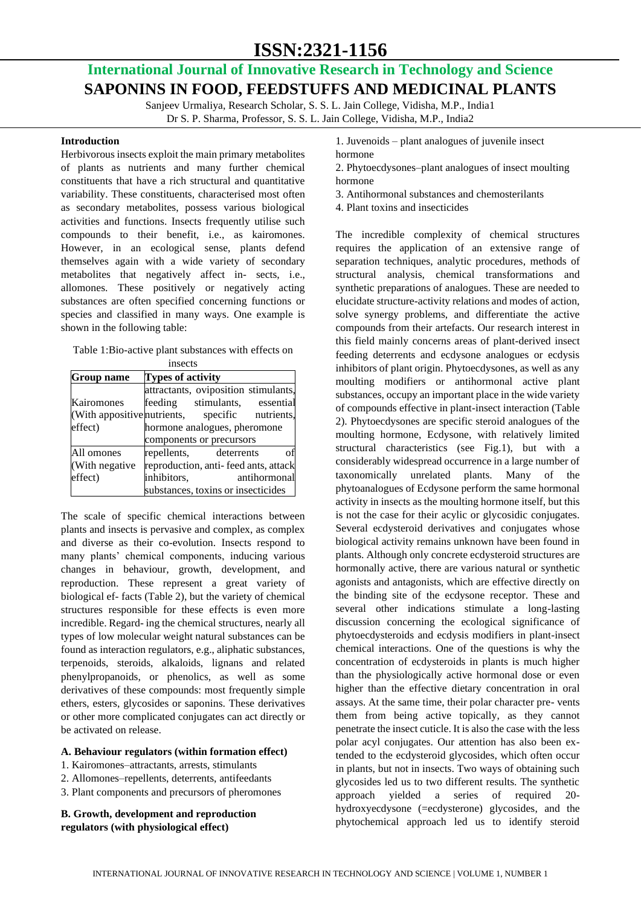# ISSN:2321-1156

## International Journal of Innovative Research in Technology and Science

# SAPONINS IN FOOD, FEEDSTUFFS AND MEDICINAL PLANTS

Sanjeev Urmaliya, Research Scholar, S. S. L. Jain College, Vidisha, M.P., India1
Dr S. P. Sharma, Professor, S. S. L. Jain College, Vidisha, M.P., India2

### Introduction

Herbivorous insects exploit the main primary metabolites of plants as nutrients and many further chemical constituents that have a rich structural and quantitative variability. These constituents, characterised most often as secondary metabolites, possess various biological activities and functions. Insects frequently utilise such compounds to their benefit, i.e., as kairomones. However, in an ecological sense, plants defend themselves again with a wide variety of secondary metabolites that negatively affect in- sects, i.e., allomones. These positively or negatively acting substances are often specified concerning functions or species and classified in many ways. One example is shown in the following table:

Table 1:Bio-active plant substances with effects on insects

| Group name | Types of activity |
|---|---|
| Kairomones (With appositive effect) | attractants, oviposition stimulants, feeding stimulants, essential nutrients, specific nutrients, hormone analogues, pheromone components or precursors |
| All omones (With negative effect) | repellents, deterrents of reproduction, anti- feed ants, attack inhibitors, antihormonal substances, toxins or insecticides |

The scale of specific chemical interactions between plants and insects is pervasive and complex, as complex and diverse as their co-evolution. Insects respond to many plants' chemical components, inducing various changes in behaviour, growth, development, and reproduction. These represent a great variety of biological ef- facts (Table 2), but the variety of chemical structures responsible for these effects is even more incredible. Regard- ing the chemical structures, nearly all types of low molecular weight natural substances can be found as interaction regulators, e.g., aliphatic substances, terpenoids, steroids, alkaloids, lignans and related phenylpropanoids, or phenolics, as well as some derivatives of these compounds: most frequently simple ethers, esters, glycosides or saponins. These derivatives or other more complicated conjugates can act directly or be activated on release.

**A. Behaviour regulators (within formation effect)**

1. Kairomones–attractants, arrests, stimulants
2. Allomones–repellents, deterrents, antifeedants
3. Plant components and precursors of pheromones

**B. Growth, development and reproduction regulators (with physiological effect)**

1. Juvenoids – plant analogues of juvenile insect hormone
2. Phytoecdysones–plant analogues of insect moulting hormone
3. Antihormonal substances and chemosterilants
4. Plant toxins and insecticides

The incredible complexity of chemical structures requires the application of an extensive range of separation techniques, analytic procedures, methods of structural analysis, chemical transformations and synthetic preparations of analogues. These are needed to elucidate structure-activity relations and modes of action, solve synergy problems, and differentiate the active compounds from their artefacts. Our research interest in this field mainly concerns areas of plant-derived insect feeding deterrents and ecdysone analogues or ecdysis inhibitors of plant origin. Phytoecdysones, as well as any moulting modifiers or antihormonal active plant substances, occupy an important place in the wide variety of compounds effective in plant-insect interaction (Table 2). Phytoecdysones are specific steroid analogues of the moulting hormone, Ecdysone, with relatively limited structural characteristics (see Fig.1), but with a considerably widespread occurrence in a large number of taxonomically unrelated plants. Many of the phytoanalogues of Ecdysone perform the same hormonal activity in insects as the moulting hormone itself, but this is not the case for their acylic or glycosidic conjugates. Several ecdysteroid derivatives and conjugates whose biological activity remains unknown have been found in plants. Although only concrete ecdysteroid structures are hormonally active, there are various natural or synthetic agonists and antagonists, which are effective directly on the binding site of the ecdysone receptor. These and several other indications stimulate a long-lasting discussion concerning the ecological significance of phytoecdysteroids and ecdysis modifiers in plant-insect chemical interactions. One of the questions is why the concentration of ecdysteroids in plants is much higher than the physiologically active hormonal dose or even higher than the effective dietary concentration in oral assays. At the same time, their polar character pre- vents them from being active topically, as they cannot penetrate the insect cuticle. It is also the case with the less polar acyl conjugates. Our attention has also been ex- tended to the ecdysteroid glycosides, which often occur in plants, but not in insects. Two ways of obtaining such glycosides led us to two different results. The synthetic approach yielded a series of required 20-hydroxyecdysone (=ecdysterone) glycosides, and the phytochemical approach led us to identify steroid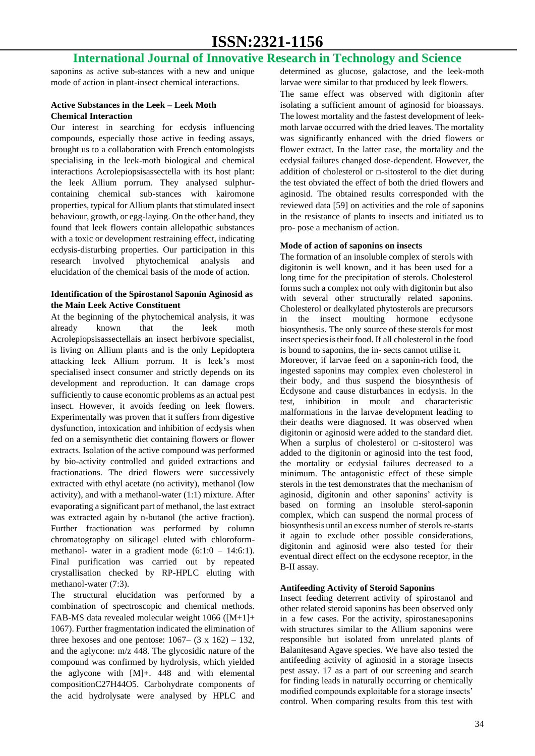saponins as active sub-stances with a new and unique mode of action in plant-insect chemical interactions.

### Active Substances in the Leek – Leek Moth Chemical Interaction

Our interest in searching for ecdysis influencing compounds, especially those active in feeding assays, brought us to a collaboration with French entomologists specialising in the leek-moth biological and chemical interactions Acrolepiopsisassectella with its host plant: the leek Allium porrum. They analysed sulphur-containing chemical sub-stances with kairomone properties, typical for Allium plants that stimulated insect behaviour, growth, or egg-laying. On the other hand, they found that leek flowers contain allelopathic substances with a toxic or development restraining effect, indicating ecdysis-disturbing properties. Our participation in this research involved phytochemical analysis and elucidation of the chemical basis of the mode of action.

### Identification of the Spirostanol Saponin Aginosid as the Main Leek Active Constituent

At the beginning of the phytochemical analysis, it was already known that the leek moth Acrolepiopsisassectellais an insect herbivore specialist, is living on Allium plants and is the only Lepidoptera attacking leek Allium porrum. It is leek's most specialised insect consumer and strictly depends on its development and reproduction. It can damage crops sufficiently to cause economic problems as an actual pest insect. However, it avoids feeding on leek flowers. Experimentally was proven that it suffers from digestive dysfunction, intoxication and inhibition of ecdysis when fed on a semisynthetic diet containing flowers or flower extracts. Isolation of the active compound was performed by bio-activity controlled and guided extractions and fractionations. The dried flowers were successively extracted with ethyl acetate (no activity), methanol (low activity), and with a methanol-water (1:1) mixture. After evaporating a significant part of methanol, the last extract was extracted again by n-butanol (the active fraction). Further fractionation was performed by column chromatography on silicagel eluted with chloroform-methanol- water in a gradient mode (6:1:0 – 14:6:1). Final purification was carried out by repeated crystallisation checked by RP-HPLC eluting with methanol-water (7:3).

The structural elucidation was performed by a combination of spectroscopic and chemical methods. FAB-MS data revealed molecular weight 1066 ($[M+1]^+$ 1067). Further fragmentation indicated the elimination of three hexoses and one pentose: $1067 – (3 \times 162) – 132$, and the aglycone: m/z 448. The glycosidic nature of the compound was confirmed by hydrolysis, which yielded the aglycone with $[M]^+$. 448 and with elemental composition$C_{27}H_{44}O_5$. Carbohydrate components of the acid hydrolysate were analysed by HPLC and determined as glucose, galactose, and the leek-moth larvae were similar to that produced by leek flowers.

The same effect was observed with digitonin after isolating a sufficient amount of aginosid for bioassays. The lowest mortality and the fastest development of leek-moth larvae occurred with the dried leaves. The mortality was significantly enhanced with the dried flowers or flower extract. In the latter case, the mortality and the ecdysial failures changed dose-dependent. However, the addition of cholesterol or □-sitosterol to the diet during the test obviated the effect of both the dried flowers and aginosid. The obtained results corresponded with the reviewed data [59] on activities and the role of saponins in the resistance of plants to insects and initiated us to pro- pose a mechanism of action.

### Mode of action of saponins on insects

The formation of an insoluble complex of sterols with digitonin is well known, and it has been used for a long time for the precipitation of sterols. Cholesterol forms such a complex not only with digitonin but also with several other structurally related saponins. Cholesterol or dealkylated phytosterols are precursors in the insect moulting hormone ecdysone biosynthesis. The only source of these sterols for most insect species is their food. If all cholesterol in the food is bound to saponins, the in- sects cannot utilise it.

Moreover, if larvae feed on a saponin-rich food, the ingested saponins may complex even cholesterol in their body, and thus suspend the biosynthesis of Ecdysone and cause disturbances in ecdysis. In the test, inhibition in moult and characteristic malformations in the larvae development leading to their deaths were diagnosed. It was observed when digitonin or aginosid were added to the standard diet. When a surplus of cholesterol or □-sitosterol was added to the digitonin or aginosid into the test food, the mortality or ecdysial failures decreased to a minimum. The antagonistic effect of these simple sterols in the test demonstrates that the mechanism of aginosid, digitonin and other saponins' activity is based on forming an insoluble sterol-saponin complex, which can suspend the normal process of biosynthesis until an excess number of sterols re-starts it again to exclude other possible considerations, digitonin and aginosid were also tested for their eventual direct effect on the ecdysone receptor, in the B-II assay.

### Antifeeding Activity of Steroid Saponins

Insect feeding deterrent activity of spirostanol and other related steroid saponins has been observed only in a few cases. For the activity, spirostanesaponins with structures similar to the Allium saponins were responsible but isolated from unrelated plants of Balanitesand Agave species. We have also tested the antifeeding activity of aginosid in a storage insects pest assay. 17 as a part of our screening and search for finding leads in naturally occurring or chemically modified compounds exploitable for a storage insects' control. When comparing results from this test with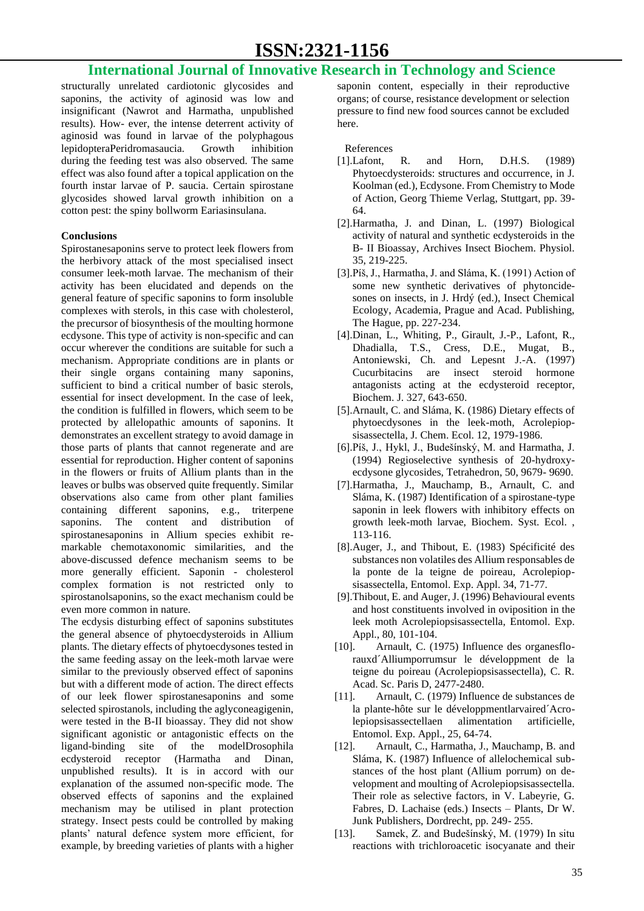structurally unrelated cardiotonic glycosides and saponins, the activity of aginosid was low and insignificant (Nawrot and Harmatha, unpublished results). How- ever, the intense deterrent activity of aginosid was found in larvae of the polyphagous lepidopteraPeridromasaucia. Growth inhibition during the feeding test was also observed. The same effect was also found after a topical application on the fourth instar larvae of P. saucia. Certain spirostane glycosides showed larval growth inhibition on a cotton pest: the spiny bollworm Eariasinsulana.

**Conclusions**

Spirostanesaponins serve to protect leek flowers from the herbivory attack of the most specialised insect consumer leek-moth larvae. The mechanism of their activity has been elucidated and depends on the general feature of specific saponins to form insoluble complexes with sterols, in this case with cholesterol, the precursor of biosynthesis of the moulting hormone ecdysone. This type of activity is non-specific and can occur wherever the conditions are suitable for such a mechanism. Appropriate conditions are in plants or their single organs containing many saponins, sufficient to bind a critical number of basic sterols, essential for insect development. In the case of leek, the condition is fulfilled in flowers, which seem to be protected by allelopathic amounts of saponins. It demonstrates an excellent strategy to avoid damage in those parts of plants that cannot regenerate and are essential for reproduction. Higher content of saponins in the flowers or fruits of Allium plants than in the leaves or bulbs was observed quite frequently. Similar observations also came from other plant families containing different saponins, e.g., triterpene saponins. The content and distribution of spirostanesaponins in Allium species exhibit re- markable chemotaxonomic similarities, and the above-discussed defence mechanism seems to be more generally efficient. Saponin - cholesterol complex formation is not restricted only to spirostanolsaponins, so the exact mechanism could be even more common in nature.

The ecdysis disturbing effect of saponins substitutes the general absence of phytoecdysteroids in Allium plants. The dietary effects of phytoecdysones tested in the same feeding assay on the leek-moth larvae were similar to the previously observed effect of saponins but with a different mode of action. The direct effects of our leek flower spirostanesaponins and some selected spirostanols, including the aglyconeagigenin, were tested in the B-II bioassay. They did not show significant agonistic or antagonistic effects on the ligand-binding site of the modelDrosophila ecdysteroid receptor (Harmatha and Dinan, unpublished results). It is in accord with our explanation of the assumed non-specific mode. The observed effects of saponins and the explained mechanism may be utilised in plant protection strategy. Insect pests could be controlled by making plants' natural defence system more efficient, for example, by breeding varieties of plants with a higher saponin content, especially in their reproductive organs; of course, resistance development or selection pressure to find new food sources cannot be excluded here.

References

[1].Lafont, R. and Horn, D.H.S. (1989) Phytoecdysteroids: structures and occurrence, in J. Koolman (ed.), Ecdysone. From Chemistry to Mode of Action, Georg Thieme Verlag, Stuttgart, pp. 39-64.

[2].Harmatha, J. and Dinan, L. (1997) Biological activity of natural and synthetic ecdysteroids in the B- II Bioassay, Archives Insect Biochem. Physiol. 35, 219-225.

[3].Píš, J., Harmatha, J. and Sláma, K. (1991) Action of some new synthetic derivatives of phytoncide-sones on insects, in J. Hrdý (ed.), Insect Chemical Ecology, Academia, Prague and Acad. Publishing, The Hague, pp. 227-234.

[4].Dinan, L., Whiting, P., Girault, J.-P., Lafont, R., Dhadialla, T.S., Cress, D.E., Mugat, B., Antoniewski, Ch. and Lepesnt J.-A. (1997) Cucurbitacins are insect steroid hormone antagonists acting at the ecdysteroid receptor, Biochem. J. 327, 643-650.

[5].Arnault, C. and Sláma, K. (1986) Dietary effects of phytoecdysones in the leek-moth, Acrolepiop-sisassectella, J. Chem. Ecol. 12, 1979-1986.

[6].Píš, J., Hykl, J., Budešínský, M. and Harmatha, J. (1994) Regioselective synthesis of 20-hydroxy-ecdysone glycosides, Tetrahedron, 50, 9679- 9690.

[7].Harmatha, J., Mauchamp, B., Arnault, C. and Sláma, K. (1987) Identification of a spirostane-type saponin in leek flowers with inhibitory effects on growth leek-moth larvae, Biochem. Syst. Ecol. , 113-116.

[8].Auger, J., and Thibout, E. (1983) Spécificité des substances non volatiles des Allium responsables de la ponte de la teigne de poireau, Acrolepiop-sisassectella, Entomol. Exp. Appl. 34, 71-77.

[9].Thibout, E. and Auger, J. (1996) Behavioural events and host constituents involved in oviposition in the leek moth Acrolepiopsisassectella, Entomol. Exp. Appl., 80, 101-104.

[10]. Arnault, C. (1975) Influence des organesflo-rauxd´Alliumporrumsur le développment de la teigne du poireau (Acrolepiopsisassectella), C. R. Acad. Sc. Paris D, 2477-2480.

[11]. Arnault, C. (1979) Influence de substances de la plante-hôte sur le développmentlarvaired´Acro-lepiopsisassectellaen alimentation artificielle, Entomol. Exp. Appl., 25, 64-74.

[12]. Arnault, C., Harmatha, J., Mauchamp, B. and Sláma, K. (1987) Influence of allelochemical sub-stances of the host plant (Allium porrum) on de-velopment and moulting of Acrolepiopsisassectella. Their role as selective factors, in V. Labeyrie, G. Fabres, D. Lachaise (eds.) Insects – Plants, Dr W. Junk Publishers, Dordrecht, pp. 249- 255.

[13]. Samek, Z. and Budešínský, M. (1979) In situ reactions with trichloroacetic isocyanate and their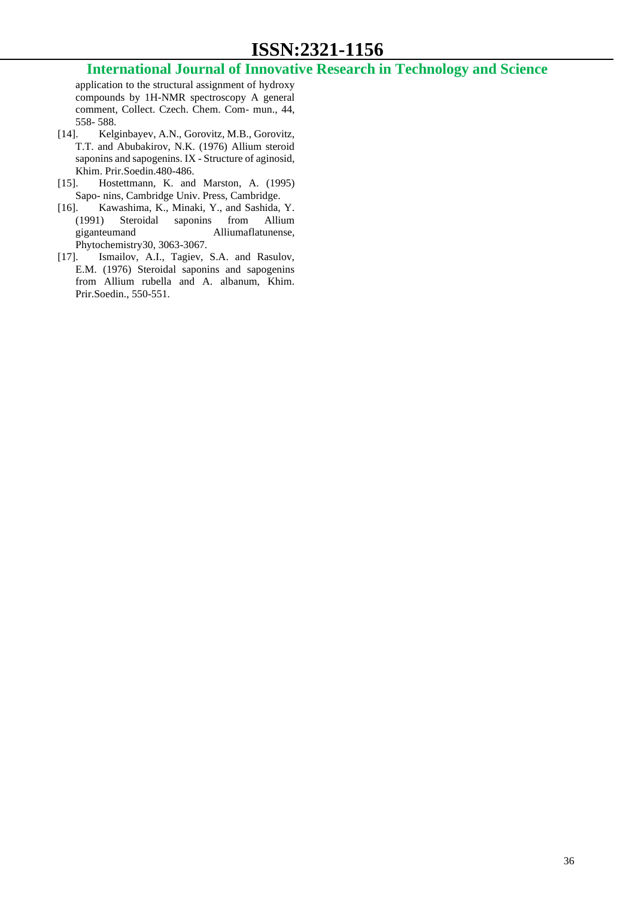application to the structural assignment of hydroxy compounds by 1H-NMR spectroscopy A general comment, Collect. Czech. Chem. Com- mun., 44, 558- 588.

[14]. Kelginbayev, A.N., Gorovitz, M.B., Gorovitz, T.T. and Abubakirov, N.K. (1976) Allium steroid saponins and sapogenins. IX - Structure of aginosid, Khim. Prir.Soedin.480-486.

[15]. Hostettmann, K. and Marston, A. (1995) Sapo- nins, Cambridge Univ. Press, Cambridge.

[16]. Kawashima, K., Minaki, Y., and Sashida, Y. (1991) Steroidal saponins from Allium giganteumand Alliumaflatunense, Phytochemistry30, 3063-3067.

[17]. Ismailov, A.I., Tagiev, S.A. and Rasulov, E.M. (1976) Steroidal saponins and sapogenins from Allium rubella and A. albanum, Khim. Prir.Soedin., 550-551.